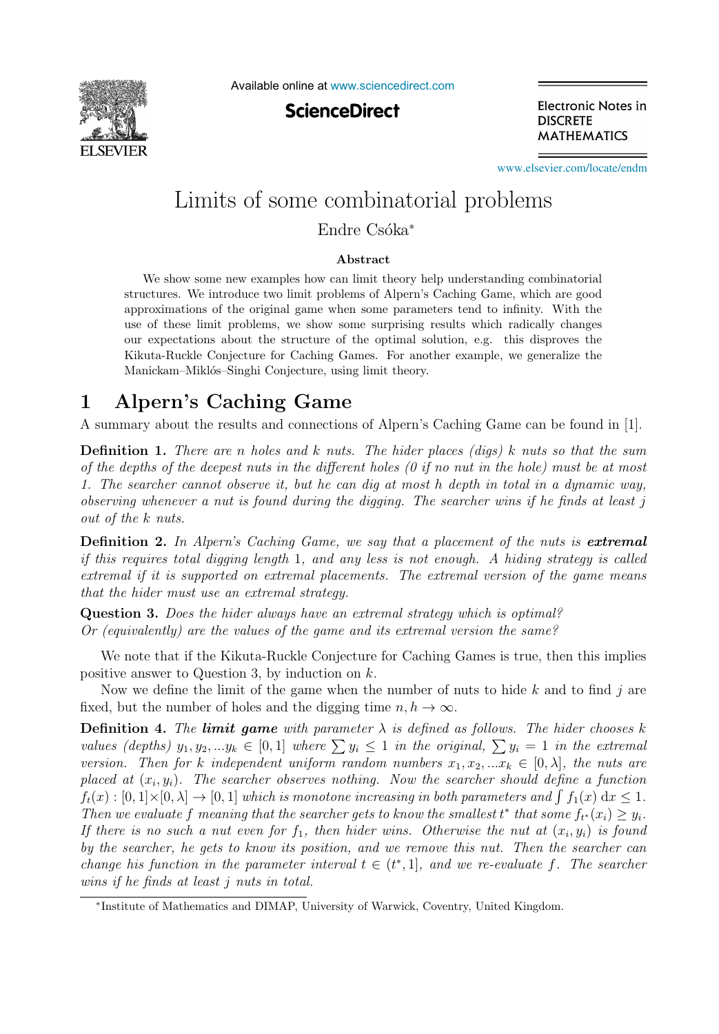# Limits of some combinatorial problems

Endre Csóka*

## Abstract

We show some new examples how can limit theory help understanding combinatorial structures. We introduce two limit problems of Alpern's Caching Game, which are good approximations of the original game when some parameters tend to infinity. With the use of these limit problems, we show some surprising results which radically changes our expectations about the structure of the optimal solution, e.g. this disproves the Kikuta-Ruckle Conjecture for Caching Games. For another example, we generalize the Manickam–Miklós–Singhi Conjecture, using limit theory.

## 1 Alpern's Caching Game

A summary about the results and connections of Alpern's Caching Game can be found in [1].

**Definition 1.** *There are $n$ holes and $k$ nuts. The hider places (digs) $k$ nuts so that the sum of the depths of the deepest nuts in the different holes (0 if no nut in the hole) must be at most 1. The searcher cannot observe it, but he can dig at most $h$ depth in total in a dynamic way, observing whenever a nut is found during the digging. The searcher wins if he finds at least $j$ out of the $k$ nuts.*

**Definition 2.** *In Alpern's Caching Game, we say that a placement of the nuts is* ***extremal*** *if this requires total digging length 1, and any less is not enough. A hiding strategy is called extremal if it is supported on extremal placements. The extremal version of the game means that the hider must use an extremal strategy.*

**Question 3.** *Does the hider always have an extremal strategy which is optimal? Or (equivalently) are the values of the game and its extremal version the same?*

We note that if the Kikuta-Ruckle Conjecture for Caching Games is true, then this implies positive answer to Question 3, by induction on $k$.

Now we define the limit of the game when the number of nuts to hide $k$ and to find $j$ are fixed, but the number of holes and the digging time $n, h \to \infty$.

**Definition 4.** *The* ***limit game*** *with parameter $\lambda$ is defined as follows. The hider chooses $k$ values (depths) $y_1, y_2, ... y_k \in [0, 1]$ where $\sum y_i \le 1$ in the original, $\sum y_i = 1$ in the extremal version. Then for $k$ independent uniform random numbers $x_1, x_2, ... x_k \in [0, \lambda]$, the nuts are placed at $(x_i, y_i)$. The searcher observes nothing. Now the searcher should define a function $f_t(x) : [0, 1] \times [0, \lambda] \to [0, 1]$ which is monotone increasing in both parameters and $\int f_1(x)\, \mathrm{d}x \le 1$. Then we evaluate $f$ meaning that the searcher gets to know the smallest $t^*$ that some $f_{t^*}(x_i) \ge y_i$. If there is no such a nut even for $f_1$, then hider wins. Otherwise the nut at $(x_i, y_i)$ is found by the searcher, he gets to know its position, and we remove this nut. Then the searcher can change his function in the parameter interval $t \in (t^*, 1]$, and we re-evaluate $f$. The searcher wins if he finds at least $j$ nuts in total.*

---

*Institute of Mathematics and DIMAP, University of Warwick, Coventry, United Kingdom.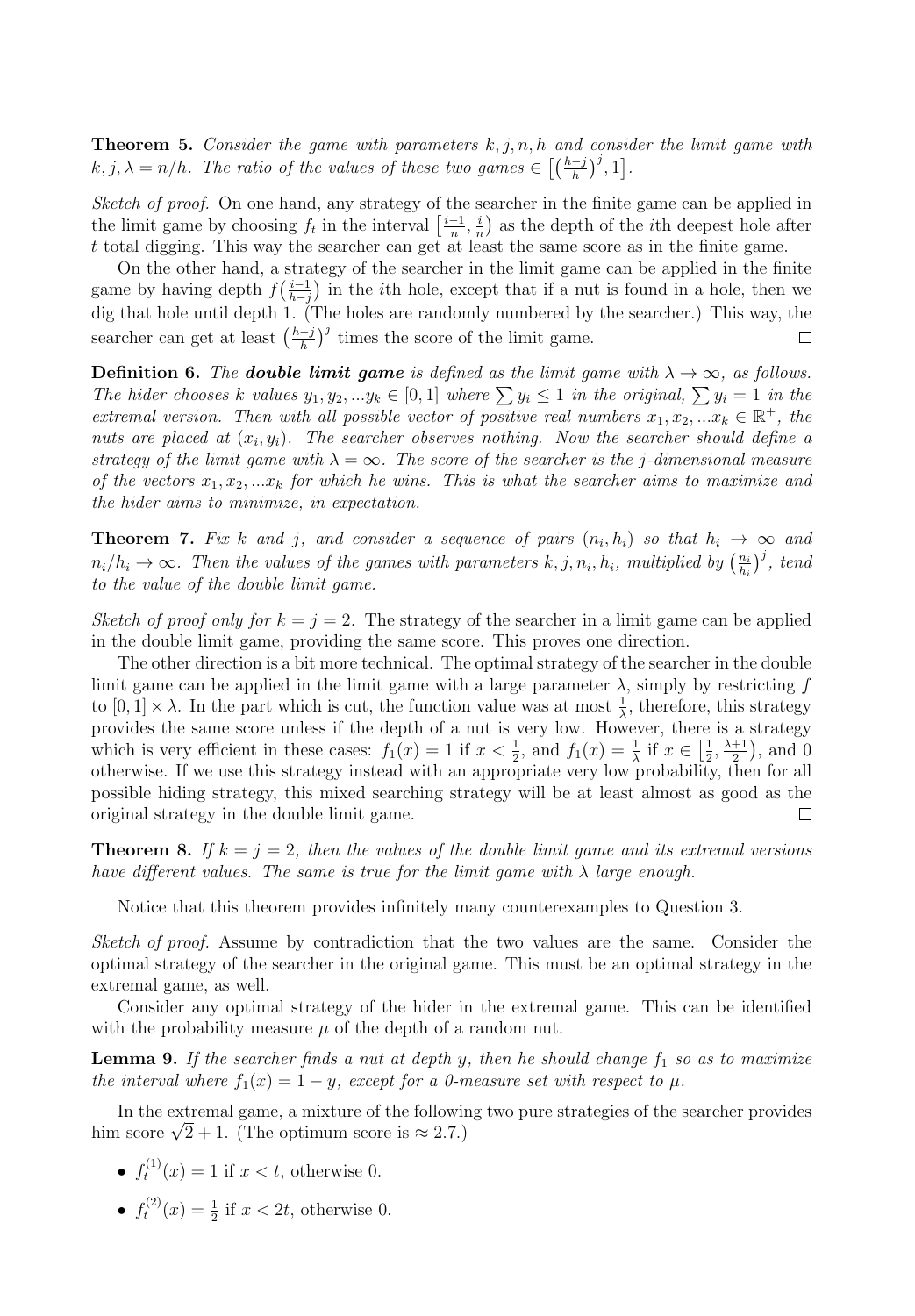**Theorem 5.** *Consider the game with parameters $k, j, n, h$ and consider the limit game with $k, j, \lambda = n/h$. The ratio of the values of these two games $\in \left[\left(\frac{h-j}{h}\right)^j, 1\right]$.*

*Sketch of proof.* On one hand, any strategy of the searcher in the finite game can be applied in the limit game by choosing $f_t$ in the interval $\left[\frac{i-1}{n}, \frac{i}{n}\right)$ as the depth of the $i$th deepest hole after $t$ total digging. This way the searcher can get at least the same score as in the finite game.

On the other hand, a strategy of the searcher in the limit game can be applied in the finite game by having depth $f\left(\frac{i-1}{h-j}\right)$ in the $i$th hole, except that if a nut is found in a hole, then we dig that hole until depth 1. (The holes are randomly numbered by the searcher.) This way, the searcher can get at least $\left(\frac{h-j}{h}\right)^j$ times the score of the limit game. □

**Definition 6.** *The* ***double limit game*** *is defined as the limit game with $\lambda \to \infty$, as follows. The hider chooses $k$ values $y_1, y_2, ...y_k \in [0, 1]$ where $\sum y_i \leq 1$ in the original, $\sum y_i = 1$ in the extremal version. Then with all possible vector of positive real numbers $x_1, x_2, ...x_k \in \mathbb{R}^+$, the nuts are placed at $(x_i, y_i)$. The searcher observes nothing. Now the searcher should define a strategy of the limit game with $\lambda = \infty$. The score of the searcher is the $j$-dimensional measure of the vectors $x_1, x_2, ...x_k$ for which he wins. This is what the searcher aims to maximize and the hider aims to minimize, in expectation.*

**Theorem 7.** *Fix $k$ and $j$, and consider a sequence of pairs $(n_i, h_i)$ so that $h_i \to \infty$ and $n_i/h_i \to \infty$. Then the values of the games with parameters $k, j, n_i, h_i$, multiplied by $\left(\frac{n_i}{h_i}\right)^j$, tend to the value of the double limit game.*

*Sketch of proof only for $k = j = 2$.* The strategy of the searcher in a limit game can be applied in the double limit game, providing the same score. This proves one direction.

The other direction is a bit more technical. The optimal strategy of the searcher in the double limit game can be applied in the limit game with a large parameter $\lambda$, simply by restricting $f$ to $[0, 1] \times \lambda$. In the part which is cut, the function value was at most $\frac{1}{\lambda}$, therefore, this strategy provides the same score unless if the depth of a nut is very low. However, there is a strategy which is very efficient in these cases: $f_1(x) = 1$ if $x < \frac{1}{2}$, and $f_1(x) = \frac{1}{\lambda}$ if $x \in \left[\frac{1}{2}, \frac{\lambda+1}{2}\right)$, and 0 otherwise. If we use this strategy instead with an appropriate very low probability, then for all possible hiding strategy, this mixed searching strategy will be at least almost as good as the original strategy in the double limit game. □

**Theorem 8.** *If $k = j = 2$, then the values of the double limit game and its extremal versions have different values. The same is true for the limit game with $\lambda$ large enough.*

Notice that this theorem provides infinitely many counterexamples to Question 3.

*Sketch of proof.* Assume by contradiction that the two values are the same. Consider the optimal strategy of the searcher in the original game. This must be an optimal strategy in the extremal game, as well.

Consider any optimal strategy of the hider in the extremal game. This can be identified with the probability measure $\mu$ of the depth of a random nut.

**Lemma 9.** *If the searcher finds a nut at depth $y$, then he should change $f_1$ so as to maximize the interval where $f_1(x) = 1 - y$, except for a 0-measure set with respect to $\mu$.*

In the extremal game, a mixture of the following two pure strategies of the searcher provides him score $\sqrt{2} + 1$. (The optimum score is $\approx 2.7$.)

- $f_t^{(1)}(x) = 1$ if $x < t$, otherwise 0.
- $f_t^{(2)}(x) = \frac{1}{2}$ if $x < 2t$, otherwise 0.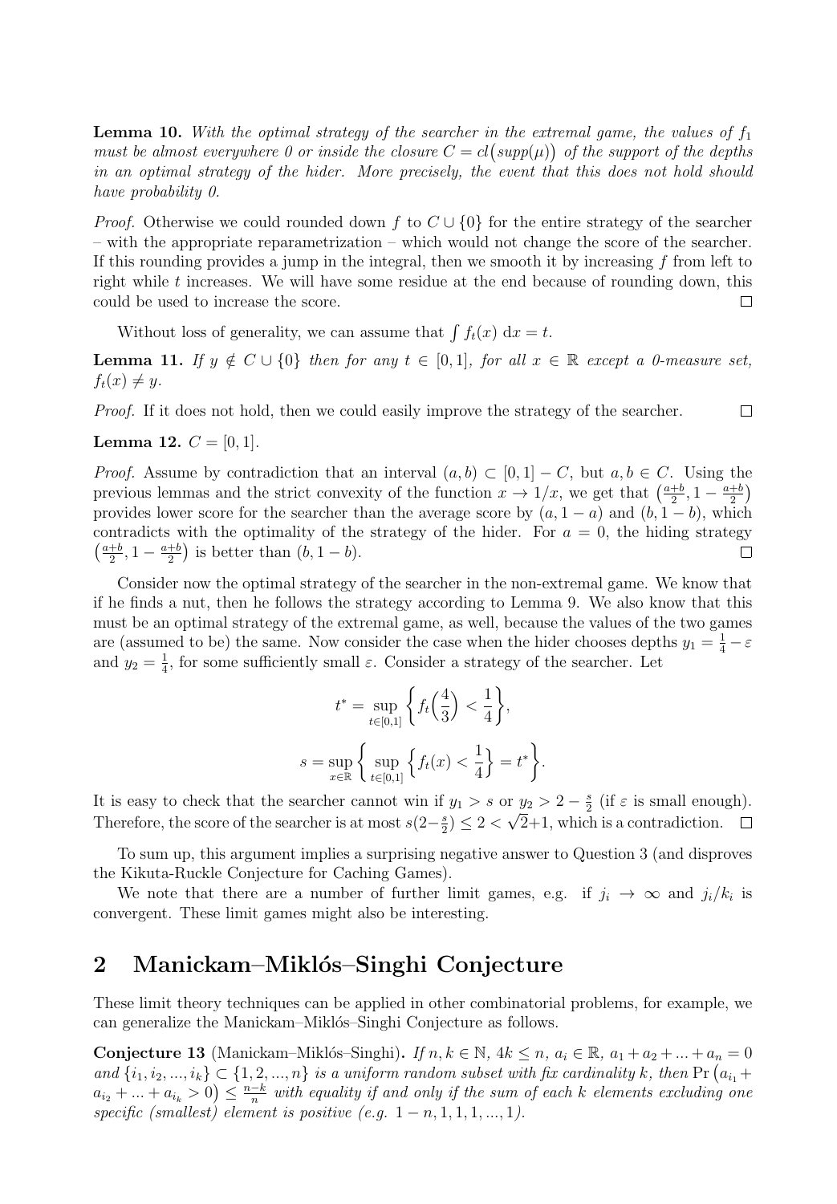**Lemma 10.** *With the optimal strategy of the searcher in the extremal game, the values of $f_1$ must be almost everywhere 0 or inside the closure $C = cl\big(supp(\mu)\big)$ of the support of the depths in an optimal strategy of the hider. More precisely, the event that this does not hold should have probability 0.*

*Proof.* Otherwise we could rounded down $f$ to $C \cup \{0\}$ for the entire strategy of the searcher – with the appropriate reparametrization – which would not change the score of the searcher. If this rounding provides a jump in the integral, then we smooth it by increasing $f$ from left to right while $t$ increases. We will have some residue at the end because of rounding down, this could be used to increase the score. □

Without loss of generality, we can assume that $\int f_t(x) \, \mathrm{d}x = t$.

**Lemma 11.** *If $y \notin C \cup \{0\}$ then for any $t \in [0, 1]$, for all $x \in \mathbb{R}$ except a 0-measure set, $f_t(x) \neq y$.*

*Proof.* If it does not hold, then we could easily improve the strategy of the searcher. □

**Lemma 12.** $C = [0, 1]$.

*Proof.* Assume by contradiction that an interval $(a, b) \subset [0, 1] - C$, but $a, b \in C$. Using the previous lemmas and the strict convexity of the function $x \to 1/x$, we get that $\big(\frac{a+b}{2}, 1 - \frac{a+b}{2}\big)$ provides lower score for the searcher than the average score by $(a, 1 - a)$ and $(b, 1 - b)$, which contradicts with the optimality of the strategy of the hider. For $a = 0$, the hiding strategy $\big(\frac{a+b}{2}, 1 - \frac{a+b}{2}\big)$ is better than $(b, 1 - b)$. □

Consider now the optimal strategy of the searcher in the non-extremal game. We know that if he finds a nut, then he follows the strategy according to Lemma 9. We also know that this must be an optimal strategy of the extremal game, as well, because the values of the two games are (assumed to be) the same. Now consider the case when the hider chooses depths $y_1 = \frac{1}{4} - \varepsilon$ and $y_2 = \frac{1}{4}$, for some sufficiently small $\varepsilon$. Consider a strategy of the searcher. Let

$$t^* = \sup_{t \in [0,1]} \Big\{ f_t\Big(\frac{4}{3}\Big) < \frac{1}{4} \Big\},$$

$$s = \sup_{x \in \mathbb{R}} \Big\{ \sup_{t \in [0,1]} \Big\{ f_t(x) < \frac{1}{4} \Big\} = t^* \Big\}.$$

It is easy to check that the searcher cannot win if $y_1 > s$ or $y_2 > 2 - \frac{s}{2}$ (if $\varepsilon$ is small enough). Therefore, the score of the searcher is at most $s(2 - \frac{s}{2}) \leq 2 < \sqrt{2} + 1$, which is a contradiction. □

To sum up, this argument implies a surprising negative answer to Question 3 (and disproves the Kikuta-Ruckle Conjecture for Caching Games).

We note that there are a number of further limit games, e.g. if $j_i \to \infty$ and $j_i/k_i$ is convergent. These limit games might also be interesting.

## 2 Manickam–Miklós–Singhi Conjecture

These limit theory techniques can be applied in other combinatorial problems, for example, we can generalize the Manickam–Miklós–Singhi Conjecture as follows.

**Conjecture 13** (Manickam–Miklós–Singhi)**.** *If $n, k \in \mathbb{N}$, $4k \leq n$, $a_i \in \mathbb{R}$, $a_1 + a_2 + ... + a_n = 0$ and $\{i_1, i_2, ..., i_k\} \subset \{1, 2, ..., n\}$ is a uniform random subset with fix cardinality $k$, then $\Pr\big(a_{i_1} + a_{i_2} + ... + a_{i_k} > 0\big) \leq \frac{n-k}{n}$ with equality if and only if the sum of each $k$ elements excluding one specific (smallest) element is positive (e.g. $1 - n, 1, 1, 1, ..., 1$).*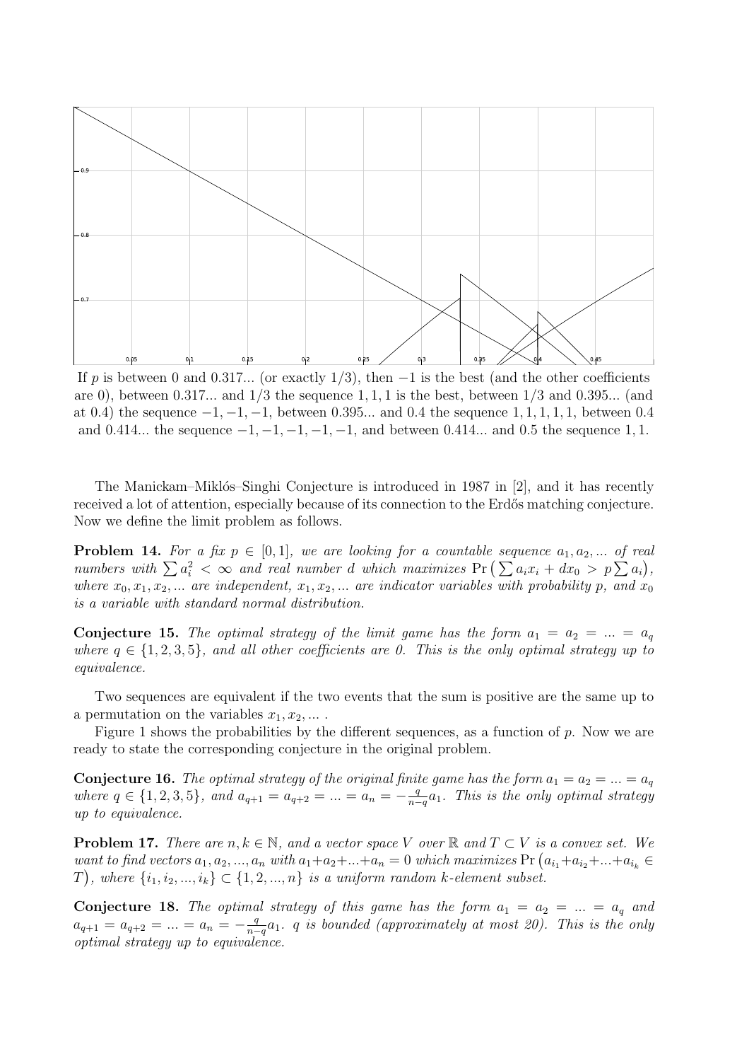If $p$ is between 0 and 0.317... (or exactly 1/3), then $-1$ is the best (and the other coefficients are 0), between 0.317... and 1/3 the sequence $1, 1, 1$ is the best, between 1/3 and 0.395... (and at 0.4) the sequence $-1, -1, -1$, between 0.395... and 0.4 the sequence $1, 1, 1, 1, 1$, between 0.4 and 0.414... the sequence $-1, -1, -1, -1, -1$, and between 0.414... and 0.5 the sequence $1, 1$.

The Manickam–Miklós–Singhi Conjecture is introduced in 1987 in [2], and it has recently received a lot of attention, especially because of its connection to the Erdős matching conjecture. Now we define the limit problem as follows.

**Problem 14.** *For a fix $p \in [0, 1]$, we are looking for a countable sequence $a_1, a_2, ...$ of real numbers with $\sum a_i^2 < \infty$ and real number $d$ which maximizes $\Pr\left(\sum a_i x_i + dx_0 > p \sum a_i\right)$, where $x_0, x_1, x_2, ...$ are independent, $x_1, x_2, ...$ are indicator variables with probability $p$, and $x_0$ is a variable with standard normal distribution.*

**Conjecture 15.** *The optimal strategy of the limit game has the form $a_1 = a_2 = ... = a_q$ where $q \in \{1, 2, 3, 5\}$, and all other coefficients are 0. This is the only optimal strategy up to equivalence.*

Two sequences are equivalent if the two events that the sum is positive are the same up to a permutation on the variables $x_1, x_2, ...$ .

Figure 1 shows the probabilities by the different sequences, as a function of $p$. Now we are ready to state the corresponding conjecture in the original problem.

**Conjecture 16.** *The optimal strategy of the original finite game has the form $a_1 = a_2 = ... = a_q$ where $q \in \{1, 2, 3, 5\}$, and $a_{q+1} = a_{q+2} = ... = a_n = -\frac{q}{n-q} a_1$. This is the only optimal strategy up to equivalence.*

**Problem 17.** *There are $n, k \in \mathbb{N}$, and a vector space $V$ over $\mathbb{R}$ and $T \subset V$ is a convex set. We want to find vectors $a_1, a_2, ..., a_n$ with $a_1 + a_2 + ... + a_n = 0$ which maximizes $\Pr\left(a_{i_1} + a_{i_2} + ... + a_{i_k} \in T\right)$, where $\{i_1, i_2, ..., i_k\} \subset \{1, 2, ..., n\}$ is a uniform random $k$-element subset.*

**Conjecture 18.** *The optimal strategy of this game has the form $a_1 = a_2 = ... = a_q$ and $a_{q+1} = a_{q+2} = ... = a_n = -\frac{q}{n-q} a_1$. $q$ is bounded (approximately at most 20). This is the only optimal strategy up to equivalence.*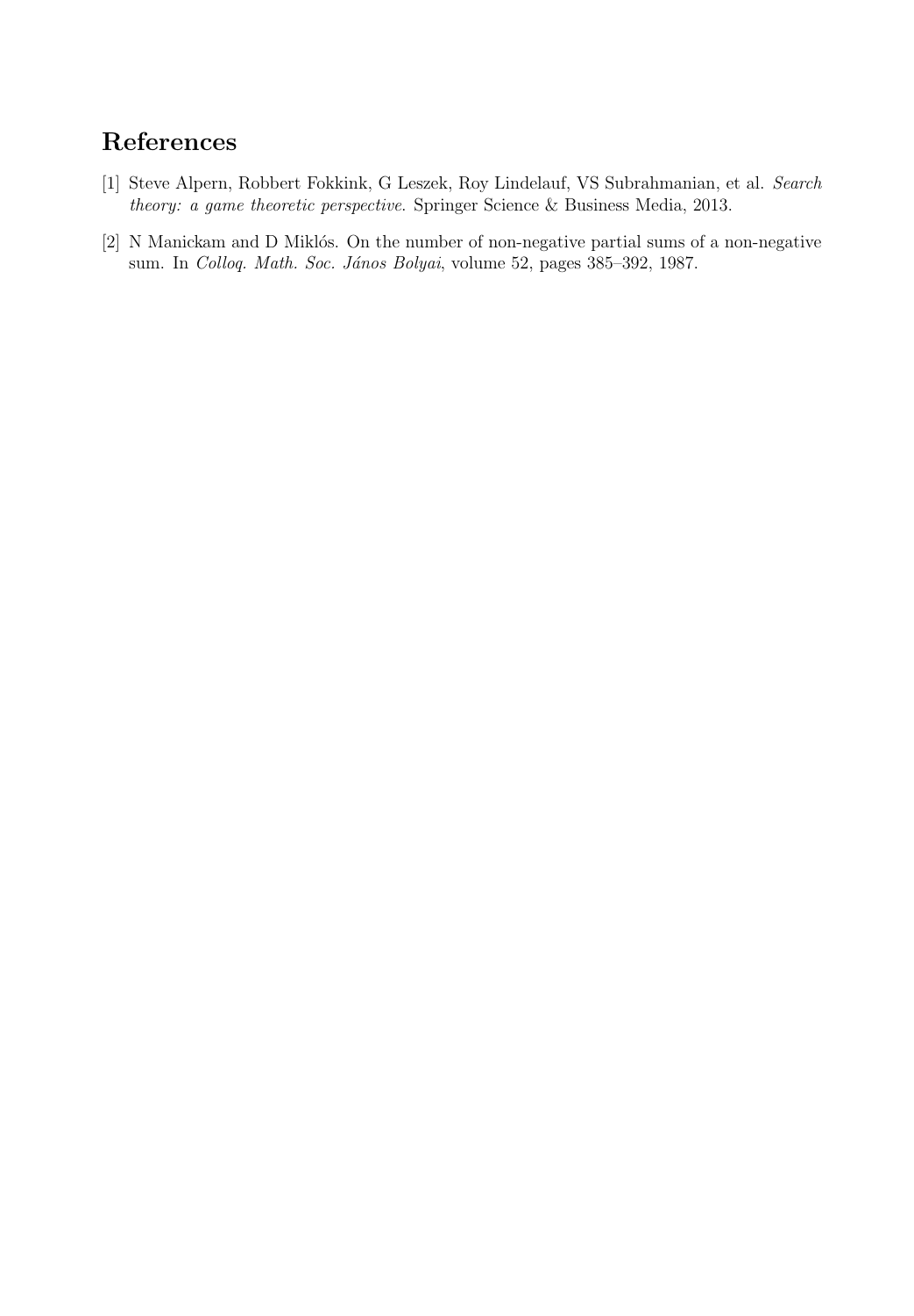## References

[1] Steve Alpern, Robbert Fokkink, G Leszek, Roy Lindelauf, VS Subrahmanian, et al. *Search theory: a game theoretic perspective*. Springer Science & Business Media, 2013.

[2] N Manickam and D Miklós. On the number of non-negative partial sums of a non-negative sum. In *Colloq. Math. Soc. János Bolyai*, volume 52, pages 385–392, 1987.